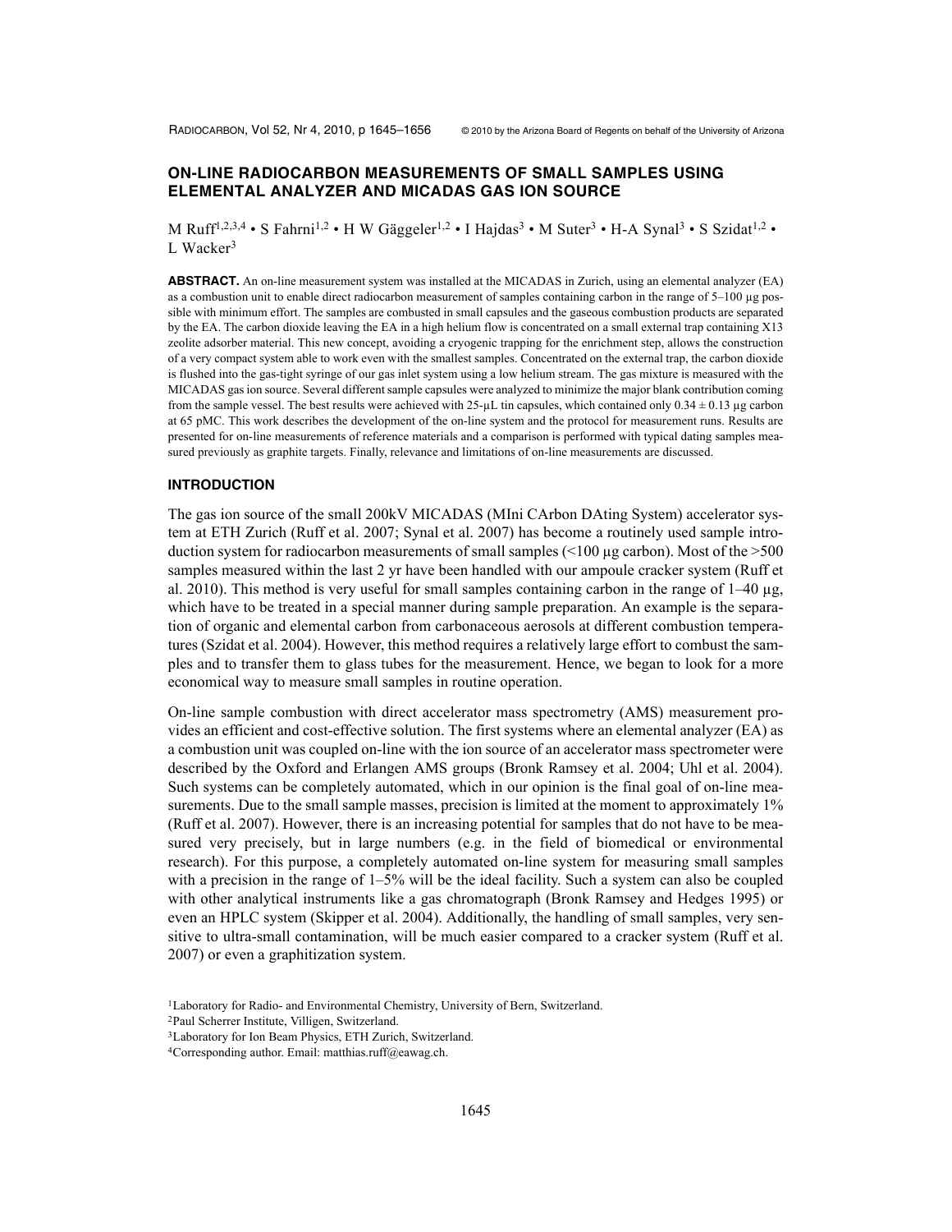# ON-LINE RADIOCARBON MEASUREMENTS OF SMALL SAMPLES USING ELEMENTAL ANALYZER AND MICADAS GAS ION SOURCE

M Ruff[1,2,3,4] • S Fahrni[1,2] • H W Gäggeler[1,2] • I Hajdas[3] • M Suter[3] • H-A Synal[3] • S Szidat[1,2] • L Wacker[3]

**ABSTRACT.** An on-line measurement system was installed at the MICADAS in Zurich, using an elemental analyzer (EA) as a combustion unit to enable direct radiocarbon measurement of samples containing carbon in the range of 5–100 µg possible with minimum effort. The samples are combusted in small capsules and the gaseous combustion products are separated by the EA. The carbon dioxide leaving the EA in a high helium flow is concentrated on a small external trap containing X13 zeolite adsorber material. This new concept, avoiding a cryogenic trapping for the enrichment step, allows the construction of a very compact system able to work even with the smallest samples. Concentrated on the external trap, the carbon dioxide is flushed into the gas-tight syringe of our gas inlet system using a low helium stream. The gas mixture is measured with the MICADAS gas ion source. Several different sample capsules were analyzed to minimize the major blank contribution coming from the sample vessel. The best results were achieved with 25-µL tin capsules, which contained only $0.34 \pm 0.13$ µg carbon at 65 pMC. This work describes the development of the on-line system and the protocol for measurement runs. Results are presented for on-line measurements of reference materials and a comparison is performed with typical dating samples measured previously as graphite targets. Finally, relevance and limitations of on-line measurements are discussed.

## INTRODUCTION

The gas ion source of the small 200kV MICADAS (MIni CArbon DAting System) accelerator system at ETH Zurich (Ruff et al. 2007; Synal et al. 2007) has become a routinely used sample introduction system for radiocarbon measurements of small samples (<100 µg carbon). Most of the >500 samples measured within the last 2 yr have been handled with our ampoule cracker system (Ruff et al. 2010). This method is very useful for small samples containing carbon in the range of 1–40 µg, which have to be treated in a special manner during sample preparation. An example is the separation of organic and elemental carbon from carbonaceous aerosols at different combustion temperatures (Szidat et al. 2004). However, this method requires a relatively large effort to combust the samples and to transfer them to glass tubes for the measurement. Hence, we began to look for a more economical way to measure small samples in routine operation.

On-line sample combustion with direct accelerator mass spectrometry (AMS) measurement provides an efficient and cost-effective solution. The first systems where an elemental analyzer (EA) as a combustion unit was coupled on-line with the ion source of an accelerator mass spectrometer were described by the Oxford and Erlangen AMS groups (Bronk Ramsey et al. 2004; Uhl et al. 2004). Such systems can be completely automated, which in our opinion is the final goal of on-line measurements. Due to the small sample masses, precision is limited at the moment to approximately 1% (Ruff et al. 2007). However, there is an increasing potential for samples that do not have to be measured very precisely, but in large numbers (e.g. in the field of biomedical or environmental research). For this purpose, a completely automated on-line system for measuring small samples with a precision in the range of 1–5% will be the ideal facility. Such a system can also be coupled with other analytical instruments like a gas chromatograph (Bronk Ramsey and Hedges 1995) or even an HPLC system (Skipper et al. 2004). Additionally, the handling of small samples, very sensitive to ultra-small contamination, will be much easier compared to a cracker system (Ruff et al. 2007) or even a graphitization system.

[1]Laboratory for Radio- and Environmental Chemistry, University of Bern, Switzerland.
[2]Paul Scherrer Institute, Villigen, Switzerland.
[3]Laboratory for Ion Beam Physics, ETH Zurich, Switzerland.
[4]Corresponding author. Email: matthias.ruff@eawag.ch.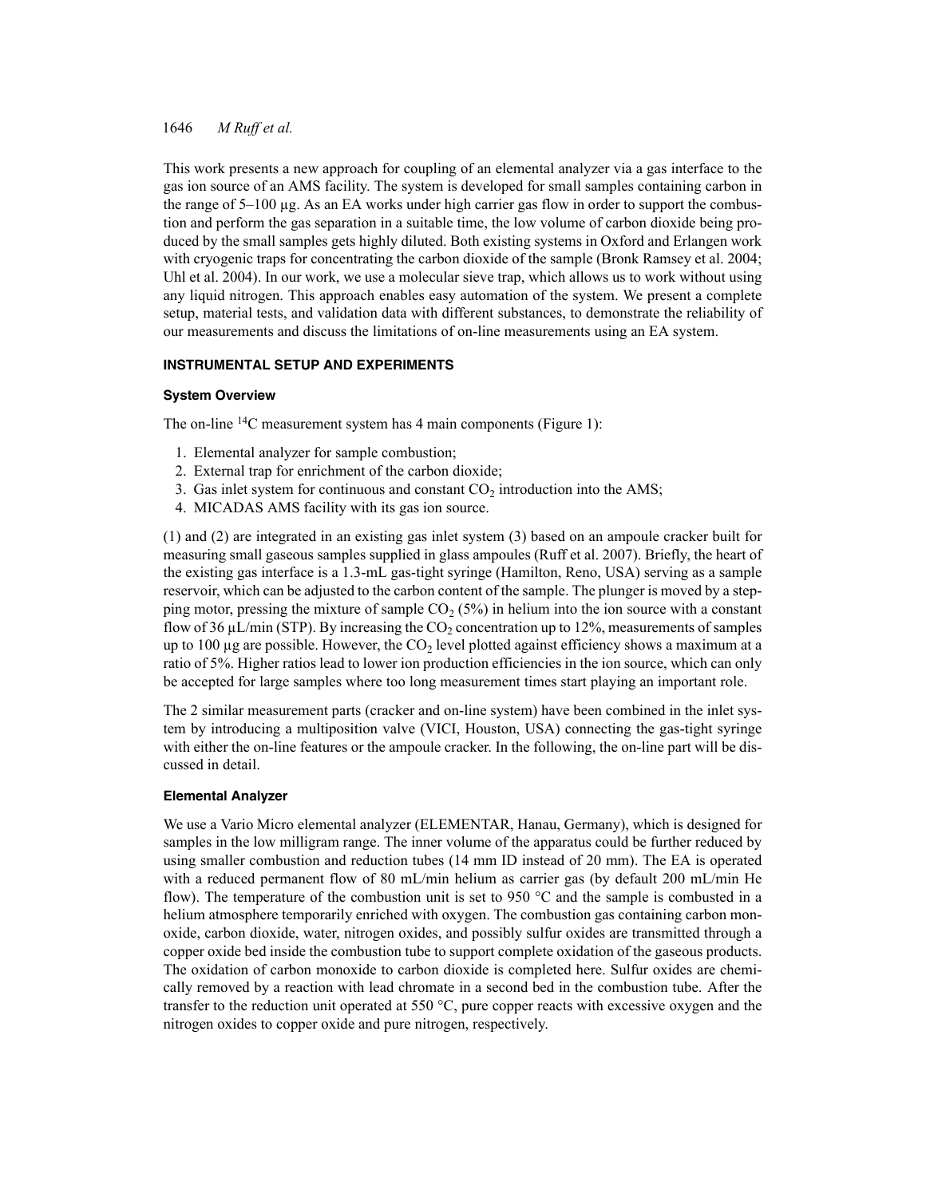This work presents a new approach for coupling of an elemental analyzer via a gas interface to the gas ion source of an AMS facility. The system is developed for small samples containing carbon in the range of 5–100 µg. As an EA works under high carrier gas flow in order to support the combustion and perform the gas separation in a suitable time, the low volume of carbon dioxide being produced by the small samples gets highly diluted. Both existing systems in Oxford and Erlangen work with cryogenic traps for concentrating the carbon dioxide of the sample (Bronk Ramsey et al. 2004; Uhl et al. 2004). In our work, we use a molecular sieve trap, which allows us to work without using any liquid nitrogen. This approach enables easy automation of the system. We present a complete setup, material tests, and validation data with different substances, to demonstrate the reliability of our measurements and discuss the limitations of on-line measurements using an EA system.

## INSTRUMENTAL SETUP AND EXPERIMENTS

### System Overview

The on-line $^{14}C$ measurement system has 4 main components (Figure 1):

1. Elemental analyzer for sample combustion;
2. External trap for enrichment of the carbon dioxide;
3. Gas inlet system for continuous and constant $CO_2$ introduction into the AMS;
4. MICADAS AMS facility with its gas ion source.

(1) and (2) are integrated in an existing gas inlet system (3) based on an ampoule cracker built for measuring small gaseous samples supplied in glass ampoules (Ruff et al. 2007). Briefly, the heart of the existing gas interface is a 1.3-mL gas-tight syringe (Hamilton, Reno, USA) serving as a sample reservoir, which can be adjusted to the carbon content of the sample. The plunger is moved by a stepping motor, pressing the mixture of sample $CO_2$ (5%) in helium into the ion source with a constant flow of 36 µL/min (STP). By increasing the $CO_2$ concentration up to 12%, measurements of samples up to 100 µg are possible. However, the $CO_2$ level plotted against efficiency shows a maximum at a ratio of 5%. Higher ratios lead to lower ion production efficiencies in the ion source, which can only be accepted for large samples where too long measurement times start playing an important role.

The 2 similar measurement parts (cracker and on-line system) have been combined in the inlet system by introducing a multiposition valve (VICI, Houston, USA) connecting the gas-tight syringe with either the on-line features or the ampoule cracker. In the following, the on-line part will be discussed in detail.

### Elemental Analyzer

We use a Vario Micro elemental analyzer (ELEMENTAR, Hanau, Germany), which is designed for samples in the low milligram range. The inner volume of the apparatus could be further reduced by using smaller combustion and reduction tubes (14 mm ID instead of 20 mm). The EA is operated with a reduced permanent flow of 80 mL/min helium as carrier gas (by default 200 mL/min He flow). The temperature of the combustion unit is set to 950 °C and the sample is combusted in a helium atmosphere temporarily enriched with oxygen. The combustion gas containing carbon monoxide, carbon dioxide, water, nitrogen oxides, and possibly sulfur oxides are transmitted through a copper oxide bed inside the combustion tube to support complete oxidation of the gaseous products. The oxidation of carbon monoxide to carbon dioxide is completed here. Sulfur oxides are chemically removed by a reaction with lead chromate in a second bed in the combustion tube. After the transfer to the reduction unit operated at 550 °C, pure copper reacts with excessive oxygen and the nitrogen oxides to copper oxide and pure nitrogen, respectively.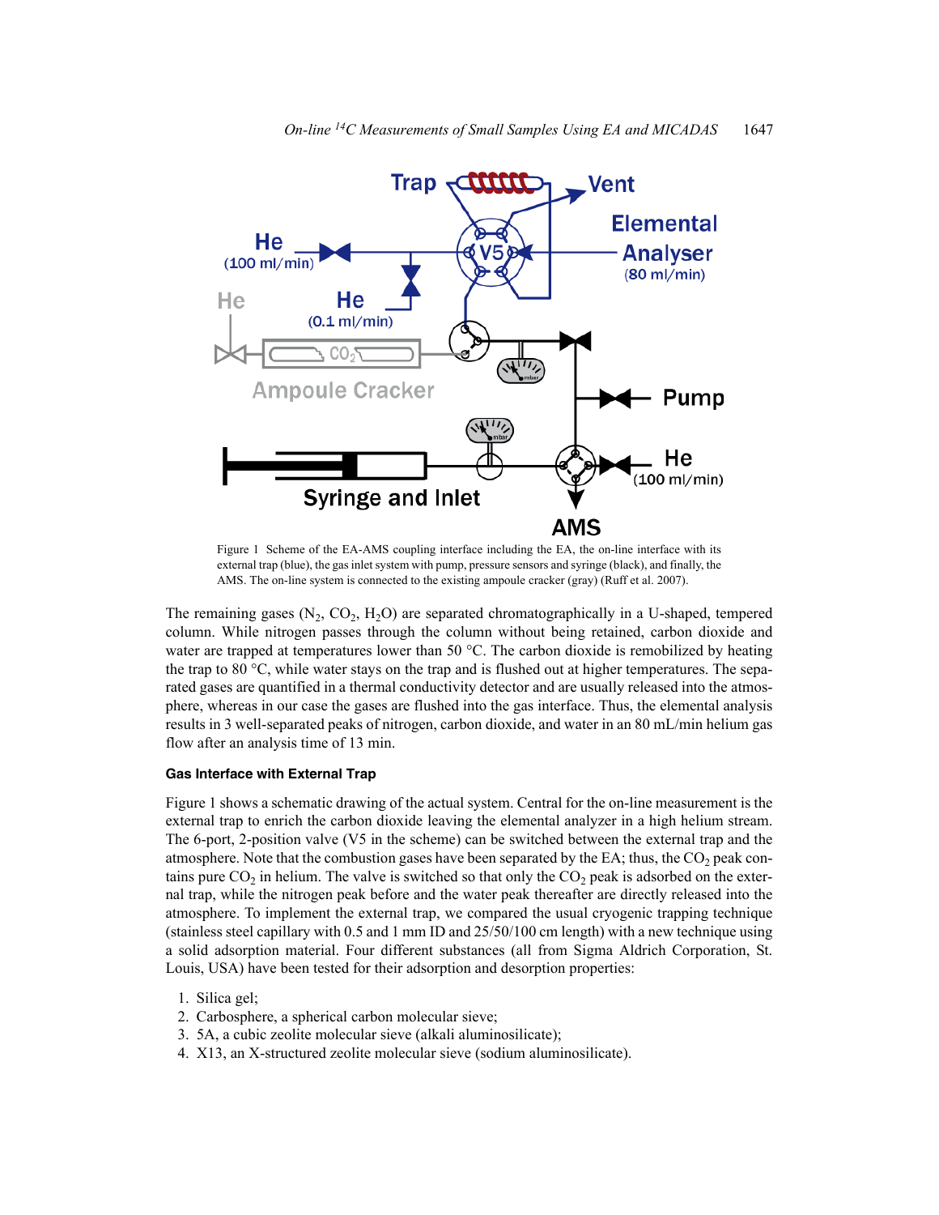Figure 1 Scheme of the EA-AMS coupling interface including the EA, the on-line interface with its external trap (blue), the gas inlet system with pump, pressure sensors and syringe (black), and finally, the AMS. The on-line system is connected to the existing ampoule cracker (gray) (Ruff et al. 2007).

The remaining gases ($N_2$, $CO_2$, $H_2O$) are separated chromatographically in a U-shaped, tempered column. While nitrogen passes through the column without being retained, carbon dioxide and water are trapped at temperatures lower than 50 °C. The carbon dioxide is remobilized by heating the trap to 80 °C, while water stays on the trap and is flushed out at higher temperatures. The separated gases are quantified in a thermal conductivity detector and are usually released into the atmosphere, whereas in our case the gases are flushed into the gas interface. Thus, the elemental analysis results in 3 well-separated peaks of nitrogen, carbon dioxide, and water in an 80 mL/min helium gas flow after an analysis time of 13 min.

#### Gas Interface with External Trap

Figure 1 shows a schematic drawing of the actual system. Central for the on-line measurement is the external trap to enrich the carbon dioxide leaving the elemental analyzer in a high helium stream. The 6-port, 2-position valve (V5 in the scheme) can be switched between the external trap and the atmosphere. Note that the combustion gases have been separated by the EA; thus, the $CO_2$ peak contains pure $CO_2$ in helium. The valve is switched so that only the $CO_2$ peak is adsorbed on the external trap, while the nitrogen peak before and the water peak thereafter are directly released into the atmosphere. To implement the external trap, we compared the usual cryogenic trapping technique (stainless steel capillary with 0.5 and 1 mm ID and 25/50/100 cm length) with a new technique using a solid adsorption material. Four different substances (all from Sigma Aldrich Corporation, St. Louis, USA) have been tested for their adsorption and desorption properties:

1. Silica gel;
2. Carbosphere, a spherical carbon molecular sieve;
3. 5A, a cubic zeolite molecular sieve (alkali aluminosilicate);
4. X13, an X-structured zeolite molecular sieve (sodium aluminosilicate).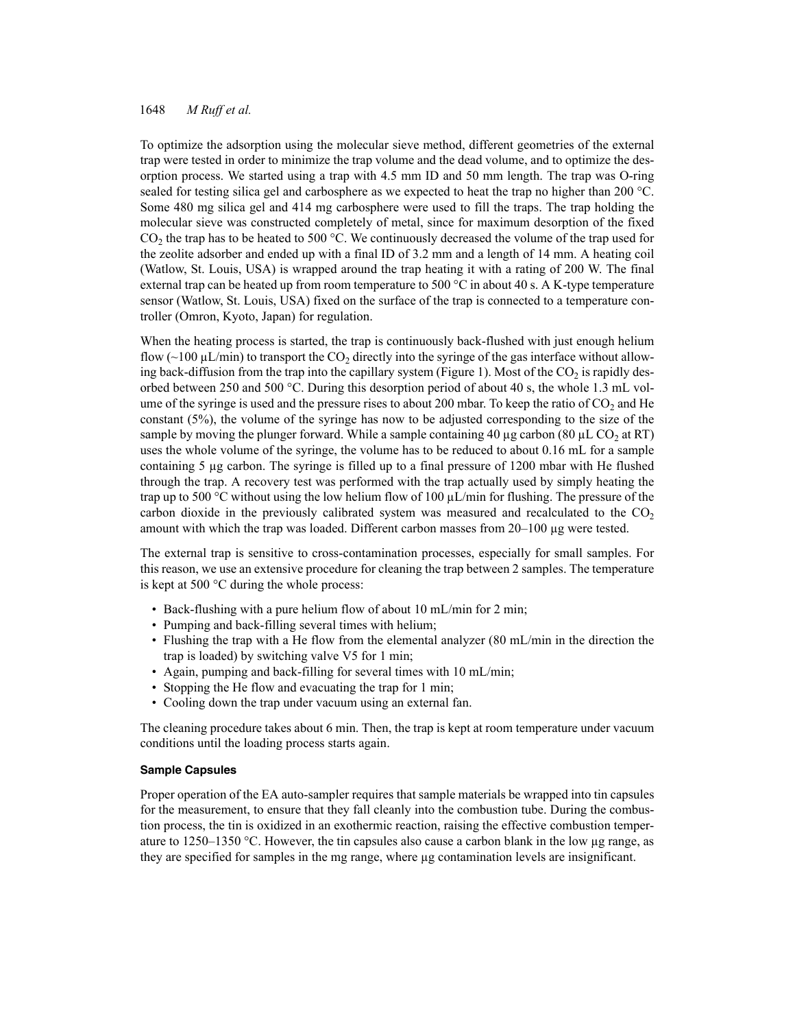To optimize the adsorption using the molecular sieve method, different geometries of the external trap were tested in order to minimize the trap volume and the dead volume, and to optimize the desorption process. We started using a trap with 4.5 mm ID and 50 mm length. The trap was O-ring sealed for testing silica gel and carbosphere as we expected to heat the trap no higher than 200 °C. Some 480 mg silica gel and 414 mg carbosphere were used to fill the traps. The trap holding the molecular sieve was constructed completely of metal, since for maximum desorption of the fixed $CO_2$ the trap has to be heated to 500 °C. We continuously decreased the volume of the trap used for the zeolite adsorber and ended up with a final ID of 3.2 mm and a length of 14 mm. A heating coil (Watlow, St. Louis, USA) is wrapped around the trap heating it with a rating of 200 W. The final external trap can be heated up from room temperature to 500 °C in about 40 s. A K-type temperature sensor (Watlow, St. Louis, USA) fixed on the surface of the trap is connected to a temperature controller (Omron, Kyoto, Japan) for regulation.

When the heating process is started, the trap is continuously back-flushed with just enough helium flow (~100 µL/min) to transport the $CO_2$ directly into the syringe of the gas interface without allowing back-diffusion from the trap into the capillary system (Figure 1). Most of the $CO_2$ is rapidly desorbed between 250 and 500 °C. During this desorption period of about 40 s, the whole 1.3 mL volume of the syringe is used and the pressure rises to about 200 mbar. To keep the ratio of $CO_2$ and He constant (5%), the volume of the syringe has now to be adjusted corresponding to the size of the sample by moving the plunger forward. While a sample containing 40 µg carbon (80 µL $CO_2$ at RT) uses the whole volume of the syringe, the volume has to be reduced to about 0.16 mL for a sample containing 5 µg carbon. The syringe is filled up to a final pressure of 1200 mbar with He flushed through the trap. A recovery test was performed with the trap actually used by simply heating the trap up to 500 °C without using the low helium flow of 100 µL/min for flushing. The pressure of the carbon dioxide in the previously calibrated system was measured and recalculated to the $CO_2$ amount with which the trap was loaded. Different carbon masses from 20–100 µg were tested.

The external trap is sensitive to cross-contamination processes, especially for small samples. For this reason, we use an extensive procedure for cleaning the trap between 2 samples. The temperature is kept at 500 °C during the whole process:

- Back-flushing with a pure helium flow of about 10 mL/min for 2 min;
- Pumping and back-filling several times with helium;
- Flushing the trap with a He flow from the elemental analyzer (80 mL/min in the direction the trap is loaded) by switching valve V5 for 1 min;
- Again, pumping and back-filling for several times with 10 mL/min;
- Stopping the He flow and evacuating the trap for 1 min;
- Cooling down the trap under vacuum using an external fan.

The cleaning procedure takes about 6 min. Then, the trap is kept at room temperature under vacuum conditions until the loading process starts again.

#### Sample Capsules

Proper operation of the EA auto-sampler requires that sample materials be wrapped into tin capsules for the measurement, to ensure that they fall cleanly into the combustion tube. During the combustion process, the tin is oxidized in an exothermic reaction, raising the effective combustion temperature to 1250–1350 °C. However, the tin capsules also cause a carbon blank in the low µg range, as they are specified for samples in the mg range, where µg contamination levels are insignificant.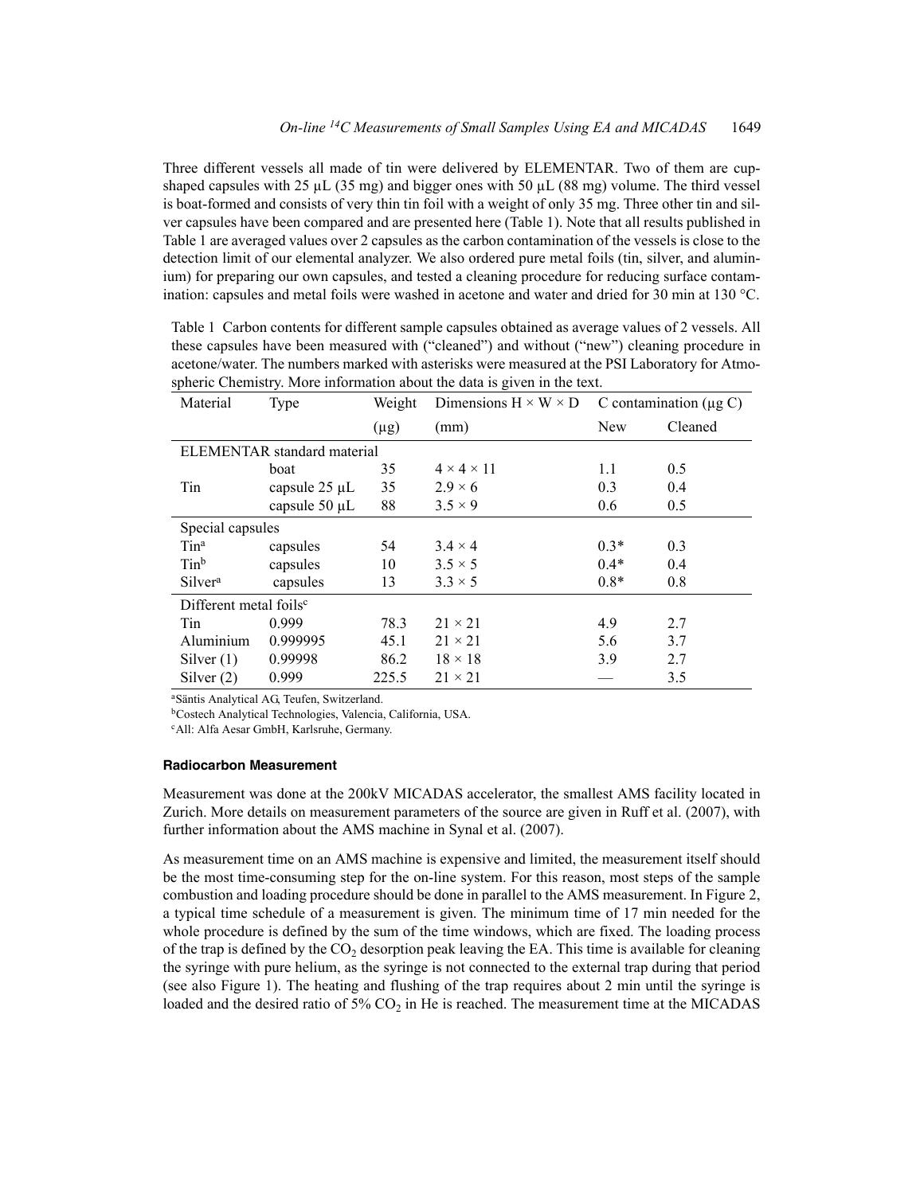Three different vessels all made of tin were delivered by ELEMENTAR. Two of them are cup-shaped capsules with 25 μL (35 mg) and bigger ones with 50 μL (88 mg) volume. The third vessel is boat-formed and consists of very thin tin foil with a weight of only 35 mg. Three other tin and silver capsules have been compared and are presented here (Table 1). Note that all results published in Table 1 are averaged values over 2 capsules as the carbon contamination of the vessels is close to the detection limit of our elemental analyzer. We also ordered pure metal foils (tin, silver, and aluminium) for preparing our own capsules, and tested a cleaning procedure for reducing surface contamination: capsules and metal foils were washed in acetone and water and dried for 30 min at 130 °C.

Table 1 Carbon contents for different sample capsules obtained as average values of 2 vessels. All these capsules have been measured with ("cleaned") and without ("new") cleaning procedure in acetone/water. The numbers marked with asterisks were measured at the PSI Laboratory for Atmospheric Chemistry. More information about the data is given in the text.

| Material | Type | Weight (μg) | Dimensions H × W × D (mm) | C contamination (μg C) New | C contamination (μg C) Cleaned |
|---|---|---|---|---|---|
| ELEMENTAR standard material | | | | | |
| | boat | 35 | 4 × 4 × 11 | 1.1 | 0.5 |
| Tin | capsule 25 μL | 35 | 2.9 × 6 | 0.3 | 0.4 |
| | capsule 50 μL | 88 | 3.5 × 9 | 0.6 | 0.5 |
| Special capsules | | | | | |
| Tin[a] | capsules | 54 | 3.4 × 4 | 0.3* | 0.3 |
| Tin[b] | capsules | 10 | 3.5 × 5 | 0.4* | 0.4 |
| Silver[a] | capsules | 13 | 3.3 × 5 | 0.8* | 0.8 |
| Different metal foils[c] | | | | | |
| Tin | 0.999 | 78.3 | 21 × 21 | 4.9 | 2.7 |
| Aluminium | 0.999995 | 45.1 | 21 × 21 | 5.6 | 3.7 |
| Silver (1) | 0.99998 | 86.2 | 18 × 18 | 3.9 | 2.7 |
| Silver (2) | 0.999 | 225.5 | 21 × 21 | — | 3.5 |

[a]Säntis Analytical AG, Teufen, Switzerland.
[b]Costech Analytical Technologies, Valencia, California, USA.
[c]All: Alfa Aesar GmbH, Karlsruhe, Germany.

### Radiocarbon Measurement

Measurement was done at the 200kV MICADAS accelerator, the smallest AMS facility located in Zurich. More details on measurement parameters of the source are given in Ruff et al. (2007), with further information about the AMS machine in Synal et al. (2007).

As measurement time on an AMS machine is expensive and limited, the measurement itself should be the most time-consuming step for the on-line system. For this reason, most steps of the sample combustion and loading procedure should be done in parallel to the AMS measurement. In Figure 2, a typical time schedule of a measurement is given. The minimum time of 17 min needed for the whole procedure is defined by the sum of the time windows, which are fixed. The loading process of the trap is defined by the $CO_2$ desorption peak leaving the EA. This time is available for cleaning the syringe with pure helium, as the syringe is not connected to the external trap during that period (see also Figure 1). The heating and flushing of the trap requires about 2 min until the syringe is loaded and the desired ratio of 5% $CO_2$ in He is reached. The measurement time at the MICADAS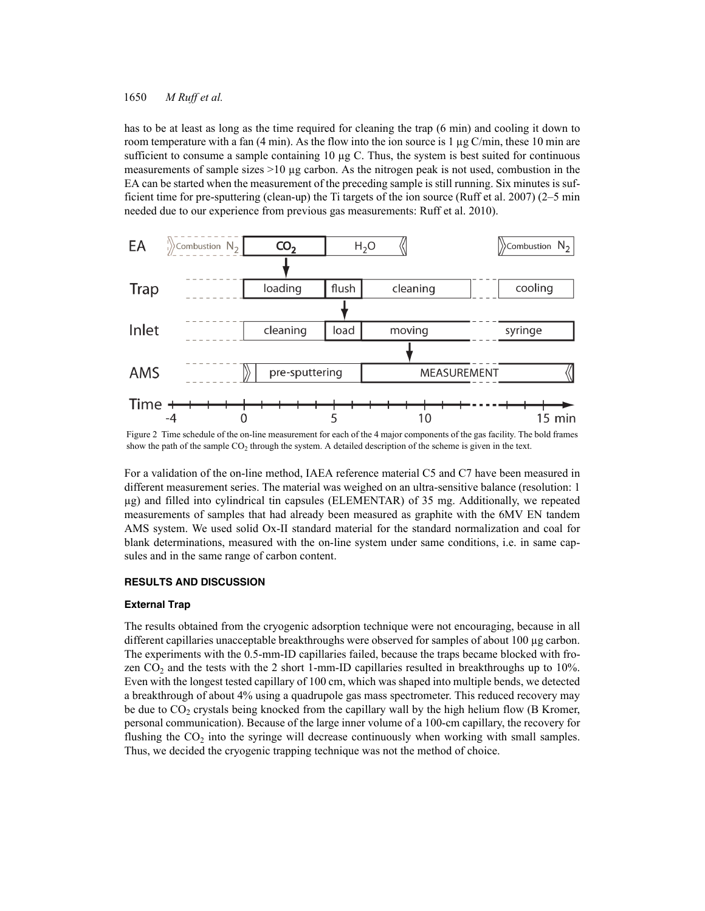has to be at least as long as the time required for cleaning the trap (6 min) and cooling it down to room temperature with a fan (4 min). As the flow into the ion source is 1 µg C/min, these 10 min are sufficient to consume a sample containing 10 µg C. Thus, the system is best suited for continuous measurements of sample sizes >10 µg carbon. As the nitrogen peak is not used, combustion in the EA can be started when the measurement of the preceding sample is still running. Six minutes is sufficient time for pre-sputtering (clean-up) the Ti targets of the ion source (Ruff et al. 2007) (2–5 min needed due to our experience from previous gas measurements: Ruff et al. 2010).

Figure 2 Time schedule of the on-line measurement for each of the 4 major components of the gas facility. The bold frames show the path of the sample $CO_2$ through the system. A detailed description of the scheme is given in the text.

For a validation of the on-line method, IAEA reference material C5 and C7 have been measured in different measurement series. The material was weighed on an ultra-sensitive balance (resolution: 1 µg) and filled into cylindrical tin capsules (ELEMENTAR) of 35 mg. Additionally, we repeated measurements of samples that had already been measured as graphite with the 6MV EN tandem AMS system. We used solid Ox-II standard material for the standard normalization and coal for blank determinations, measured with the on-line system under same conditions, i.e. in same capsules and in the same range of carbon content.

## RESULTS AND DISCUSSION

### External Trap

The results obtained from the cryogenic adsorption technique were not encouraging, because in all different capillaries unacceptable breakthroughs were observed for samples of about 100 µg carbon. The experiments with the 0.5-mm-ID capillaries failed, because the traps became blocked with frozen $CO_2$ and the tests with the 2 short 1-mm-ID capillaries resulted in breakthroughs up to 10%. Even with the longest tested capillary of 100 cm, which was shaped into multiple bends, we detected a breakthrough of about 4% using a quadrupole gas mass spectrometer. This reduced recovery may be due to $CO_2$ crystals being knocked from the capillary wall by the high helium flow (B Kromer, personal communication). Because of the large inner volume of a 100-cm capillary, the recovery for flushing the $CO_2$ into the syringe will decrease continuously when working with small samples. Thus, we decided the cryogenic trapping technique was not the method of choice.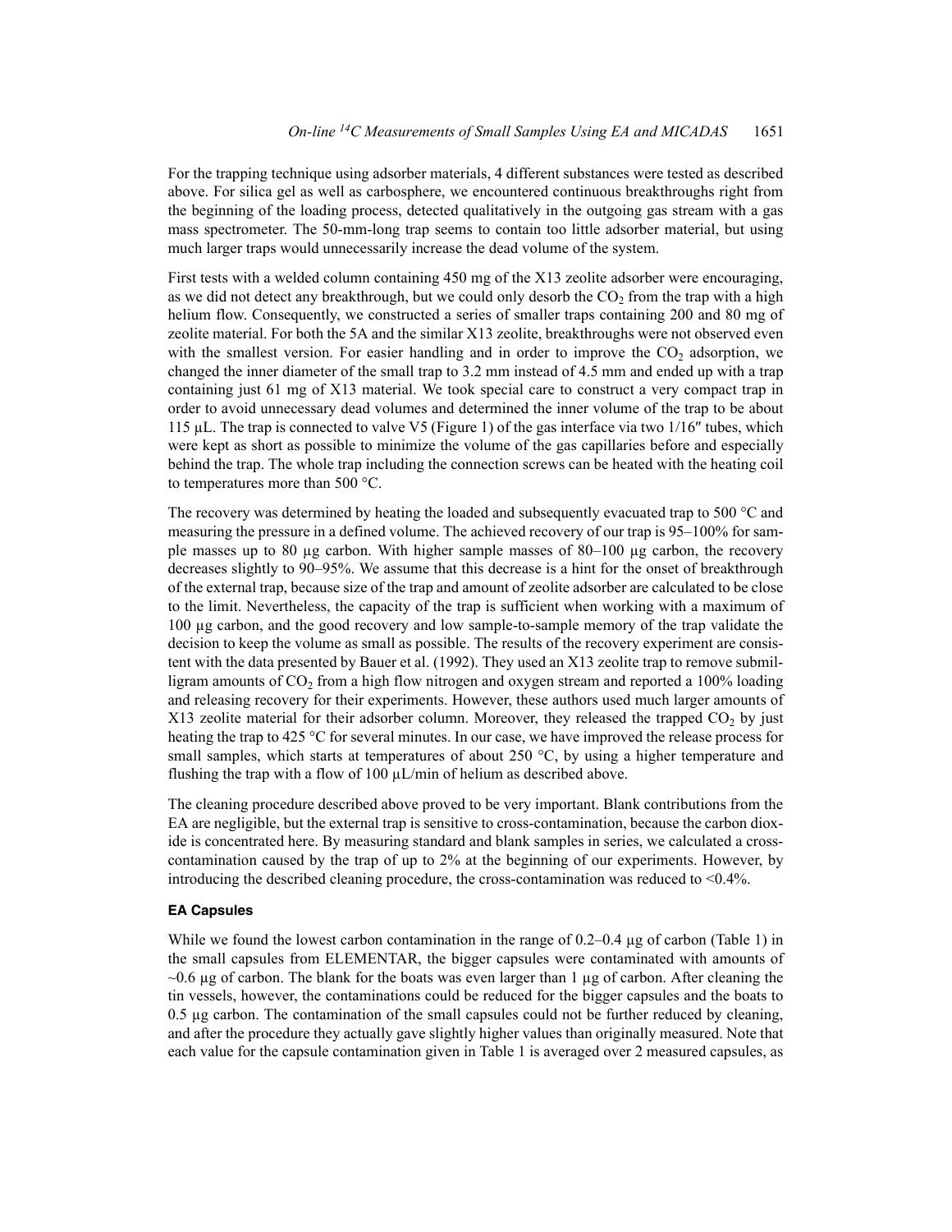For the trapping technique using adsorber materials, 4 different substances were tested as described above. For silica gel as well as carbosphere, we encountered continuous breakthroughs right from the beginning of the loading process, detected qualitatively in the outgoing gas stream with a gas mass spectrometer. The 50-mm-long trap seems to contain too little adsorber material, but using much larger traps would unnecessarily increase the dead volume of the system.

First tests with a welded column containing 450 mg of the X13 zeolite adsorber were encouraging, as we did not detect any breakthrough, but we could only desorb the $CO_2$ from the trap with a high helium flow. Consequently, we constructed a series of smaller traps containing 200 and 80 mg of zeolite material. For both the 5A and the similar X13 zeolite, breakthroughs were not observed even with the smallest version. For easier handling and in order to improve the $CO_2$ adsorption, we changed the inner diameter of the small trap to 3.2 mm instead of 4.5 mm and ended up with a trap containing just 61 mg of X13 material. We took special care to construct a very compact trap in order to avoid unnecessary dead volumes and determined the inner volume of the trap to be about 115 µL. The trap is connected to valve V5 (Figure 1) of the gas interface via two 1/16″ tubes, which were kept as short as possible to minimize the volume of the gas capillaries before and especially behind the trap. The whole trap including the connection screws can be heated with the heating coil to temperatures more than 500 °C.

The recovery was determined by heating the loaded and subsequently evacuated trap to 500 °C and measuring the pressure in a defined volume. The achieved recovery of our trap is 95–100% for sample masses up to 80 µg carbon. With higher sample masses of 80–100 µg carbon, the recovery decreases slightly to 90–95%. We assume that this decrease is a hint for the onset of breakthrough of the external trap, because size of the trap and amount of zeolite adsorber are calculated to be close to the limit. Nevertheless, the capacity of the trap is sufficient when working with a maximum of 100 µg carbon, and the good recovery and low sample-to-sample memory of the trap validate the decision to keep the volume as small as possible. The results of the recovery experiment are consistent with the data presented by Bauer et al. (1992). They used an X13 zeolite trap to remove submilligram amounts of $CO_2$ from a high flow nitrogen and oxygen stream and reported a 100% loading and releasing recovery for their experiments. However, these authors used much larger amounts of X13 zeolite material for their adsorber column. Moreover, they released the trapped $CO_2$ by just heating the trap to 425 °C for several minutes. In our case, we have improved the release process for small samples, which starts at temperatures of about 250 °C, by using a higher temperature and flushing the trap with a flow of 100 µL/min of helium as described above.

The cleaning procedure described above proved to be very important. Blank contributions from the EA are negligible, but the external trap is sensitive to cross-contamination, because the carbon dioxide is concentrated here. By measuring standard and blank samples in series, we calculated a cross-contamination caused by the trap of up to 2% at the beginning of our experiments. However, by introducing the described cleaning procedure, the cross-contamination was reduced to <0.4%.

### EA Capsules

While we found the lowest carbon contamination in the range of 0.2–0.4 µg of carbon (Table 1) in the small capsules from ELEMENTAR, the bigger capsules were contaminated with amounts of ~0.6 µg of carbon. The blank for the boats was even larger than 1 µg of carbon. After cleaning the tin vessels, however, the contaminations could be reduced for the bigger capsules and the boats to 0.5 µg carbon. The contamination of the small capsules could not be further reduced by cleaning, and after the procedure they actually gave slightly higher values than originally measured. Note that each value for the capsule contamination given in Table 1 is averaged over 2 measured capsules, as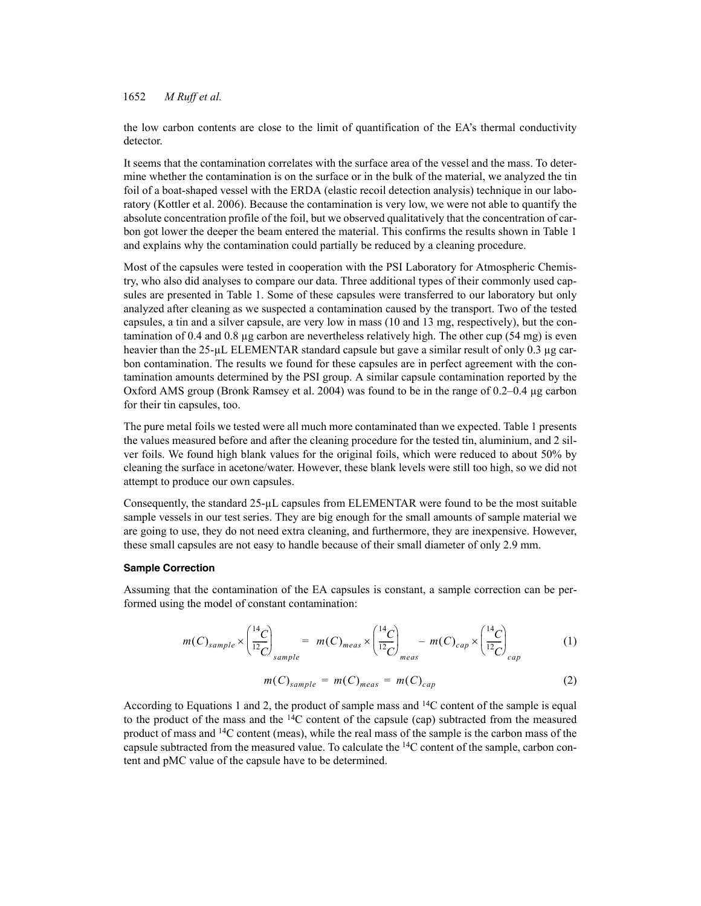the low carbon contents are close to the limit of quantification of the EA's thermal conductivity detector.

It seems that the contamination correlates with the surface area of the vessel and the mass. To determine whether the contamination is on the surface or in the bulk of the material, we analyzed the tin foil of a boat-shaped vessel with the ERDA (elastic recoil detection analysis) technique in our laboratory (Kottler et al. 2006). Because the contamination is very low, we were not able to quantify the absolute concentration profile of the foil, but we observed qualitatively that the concentration of carbon got lower the deeper the beam entered the material. This confirms the results shown in Table 1 and explains why the contamination could partially be reduced by a cleaning procedure.

Most of the capsules were tested in cooperation with the PSI Laboratory for Atmospheric Chemistry, who also did analyses to compare our data. Three additional types of their commonly used capsules are presented in Table 1. Some of these capsules were transferred to our laboratory but only analyzed after cleaning as we suspected a contamination caused by the transport. Two of the tested capsules, a tin and a silver capsule, are very low in mass (10 and 13 mg, respectively), but the contamination of 0.4 and 0.8 µg carbon are nevertheless relatively high. The other cup (54 mg) is even heavier than the 25-µL ELEMENTAR standard capsule but gave a similar result of only 0.3 µg carbon contamination. The results we found for these capsules are in perfect agreement with the contamination amounts determined by the PSI group. A similar capsule contamination reported by the Oxford AMS group (Bronk Ramsey et al. 2004) was found to be in the range of 0.2–0.4 µg carbon for their tin capsules, too.

The pure metal foils we tested were all much more contaminated than we expected. Table 1 presents the values measured before and after the cleaning procedure for the tested tin, aluminium, and 2 silver foils. We found high blank values for the original foils, which were reduced to about 50% by cleaning the surface in acetone/water. However, these blank levels were still too high, so we did not attempt to produce our own capsules.

Consequently, the standard 25-µL capsules from ELEMENTAR were found to be the most suitable sample vessels in our test series. They are big enough for the small amounts of sample material we are going to use, they do not need extra cleaning, and furthermore, they are inexpensive. However, these small capsules are not easy to handle because of their small diameter of only 2.9 mm.

#### Sample Correction

Assuming that the contamination of the EA capsules is constant, a sample correction can be performed using the model of constant contamination:

$$m(C)_{sample} \times \left(\frac{^{14}C}{^{12}C}\right)_{sample} = m(C)_{meas} \times \left(\frac{^{14}C}{^{12}C}\right)_{meas} - m(C)_{cap} \times \left(\frac{^{14}C}{^{12}C}\right)_{cap} \tag{1}$$

$$m(C)_{sample} = m(C)_{meas} = m(C)_{cap} \tag{2}$$

According to Equations 1 and 2, the product of sample mass and $^{14}C$ content of the sample is equal to the product of the mass and the $^{14}C$ content of the capsule (cap) subtracted from the measured product of mass and $^{14}C$ content (meas), while the real mass of the sample is the carbon mass of the capsule subtracted from the measured value. To calculate the $^{14}C$ content of the sample, carbon content and pMC value of the capsule have to be determined.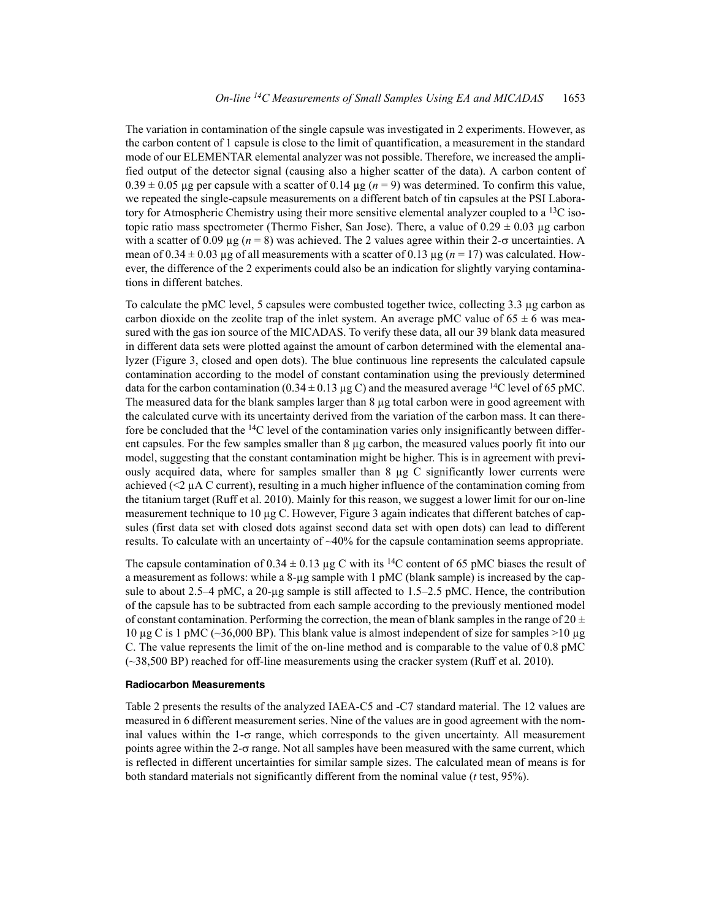The variation in contamination of the single capsule was investigated in 2 experiments. However, as the carbon content of 1 capsule is close to the limit of quantification, a measurement in the standard mode of our ELEMENTAR elemental analyzer was not possible. Therefore, we increased the amplified output of the detector signal (causing also a higher scatter of the data). A carbon content of $0.39 \pm 0.05$ µg per capsule with a scatter of 0.14 µg ($n = 9$) was determined. To confirm this value, we repeated the single-capsule measurements on a different batch of tin capsules at the PSI Laboratory for Atmospheric Chemistry using their more sensitive elemental analyzer coupled to a $^{13}C$ isotopic ratio mass spectrometer (Thermo Fisher, San Jose). There, a value of $0.29 \pm 0.03$ µg carbon with a scatter of 0.09 µg ($n = 8$) was achieved. The 2 values agree within their 2-$\sigma$ uncertainties. A mean of $0.34 \pm 0.03$ µg of all measurements with a scatter of 0.13 µg ($n = 17$) was calculated. However, the difference of the 2 experiments could also be an indication for slightly varying contaminations in different batches.

To calculate the pMC level, 5 capsules were combusted together twice, collecting 3.3 µg carbon as carbon dioxide on the zeolite trap of the inlet system. An average pMC value of $65 \pm 6$ was measured with the gas ion source of the MICADAS. To verify these data, all our 39 blank data measured in different data sets were plotted against the amount of carbon determined with the elemental analyzer (Figure 3, closed and open dots). The blue continuous line represents the calculated capsule contamination according to the model of constant contamination using the previously determined data for the carbon contamination ($0.34 \pm 0.13$ µg C) and the measured average $^{14}C$ level of 65 pMC. The measured data for the blank samples larger than 8 µg total carbon were in good agreement with the calculated curve with its uncertainty derived from the variation of the carbon mass. It can therefore be concluded that the $^{14}C$ level of the contamination varies only insignificantly between different capsules. For the few samples smaller than 8 µg carbon, the measured values poorly fit into our model, suggesting that the constant contamination might be higher. This is in agreement with previously acquired data, where for samples smaller than 8 µg C significantly lower currents were achieved (<2 µA C current), resulting in a much higher influence of the contamination coming from the titanium target (Ruff et al. 2010). Mainly for this reason, we suggest a lower limit for our on-line measurement technique to 10 µg C. However, Figure 3 again indicates that different batches of capsules (first data set with closed dots against second data set with open dots) can lead to different results. To calculate with an uncertainty of ~40% for the capsule contamination seems appropriate.

The capsule contamination of $0.34 \pm 0.13$ µg C with its $^{14}C$ content of 65 pMC biases the result of a measurement as follows: while a 8-µg sample with 1 pMC (blank sample) is increased by the capsule to about 2.5–4 pMC, a 20-µg sample is still affected to 1.5–2.5 pMC. Hence, the contribution of the capsule has to be subtracted from each sample according to the previously mentioned model of constant contamination. Performing the correction, the mean of blank samples in the range of $20 \pm 10$ µg C is 1 pMC (~36,000 BP). This blank value is almost independent of size for samples >10 µg C. The value represents the limit of the on-line method and is comparable to the value of 0.8 pMC (~38,500 BP) reached for off-line measurements using the cracker system (Ruff et al. 2010).

#### Radiocarbon Measurements

Table 2 presents the results of the analyzed IAEA-C5 and -C7 standard material. The 12 values are measured in 6 different measurement series. Nine of the values are in good agreement with the nominal values within the 1-$\sigma$ range, which corresponds to the given uncertainty. All measurement points agree within the 2-$\sigma$ range. Not all samples have been measured with the same current, which is reflected in different uncertainties for similar sample sizes. The calculated mean of means is for both standard materials not significantly different from the nominal value (*t* test, 95%).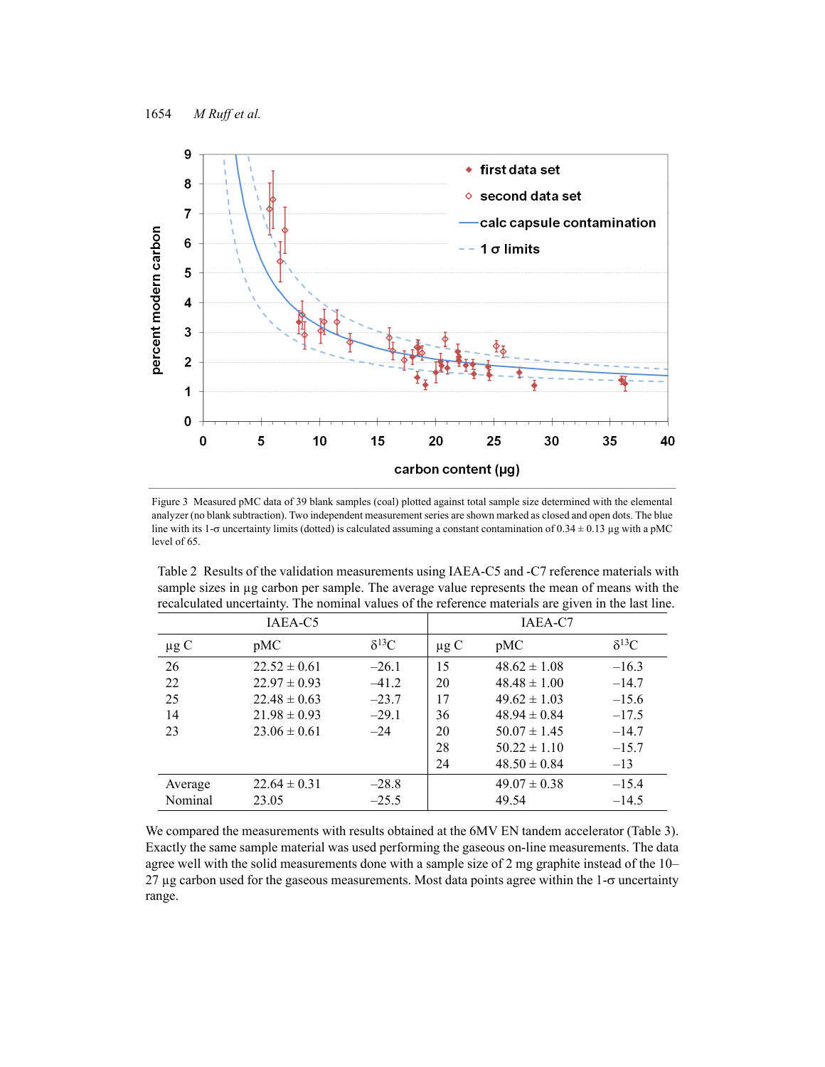Figure 3 Measured pMC data of 39 blank samples (coal) plotted against total sample size determined with the elemental analyzer (no blank subtraction). Two independent measurement series are shown marked as closed and open dots. The blue line with its 1-σ uncertainty limits (dotted) is calculated assuming a constant contamination of 0.34 ± 0.13 µg with a pMC level of 65.

Table 2 Results of the validation measurements using IAEA-C5 and -C7 reference materials with sample sizes in µg carbon per sample. The average value represents the mean of means with the recalculated uncertainty. The nominal values of the reference materials are given in the last line.

| IAEA-C5 | | | IAEA-C7 | | |
|---|---|---|---|---|---|
| µg C | pMC | $\delta^{13}C$ | µg C | pMC | $\delta^{13}C$ |
| 26 | 22.52 ± 0.61 | –26.1 | 15 | 48.62 ± 1.08 | –16.3 |
| 22 | 22.97 ± 0.93 | –41.2 | 20 | 48.48 ± 1.00 | –14.7 |
| 25 | 22.48 ± 0.63 | –23.7 | 17 | 49.62 ± 1.03 | –15.6 |
| 14 | 21.98 ± 0.93 | –29.1 | 36 | 48.94 ± 0.84 | –17.5 |
| 23 | 23.06 ± 0.61 | –24 | 20 | 50.07 ± 1.45 | –14.7 |
| | | | 28 | 50.22 ± 1.10 | –15.7 |
| | | | 24 | 48.50 ± 0.84 | –13 |
| Average | 22.64 ± 0.31 | –28.8 | | 49.07 ± 0.38 | –15.4 |
| Nominal | 23.05 | –25.5 | | 49.54 | –14.5 |

We compared the measurements with results obtained at the 6MV EN tandem accelerator (Table 3). Exactly the same sample material was used performing the gaseous on-line measurements. The data agree well with the solid measurements done with a sample size of 2 mg graphite instead of the 10–27 µg carbon used for the gaseous measurements. Most data points agree within the 1-σ uncertainty range.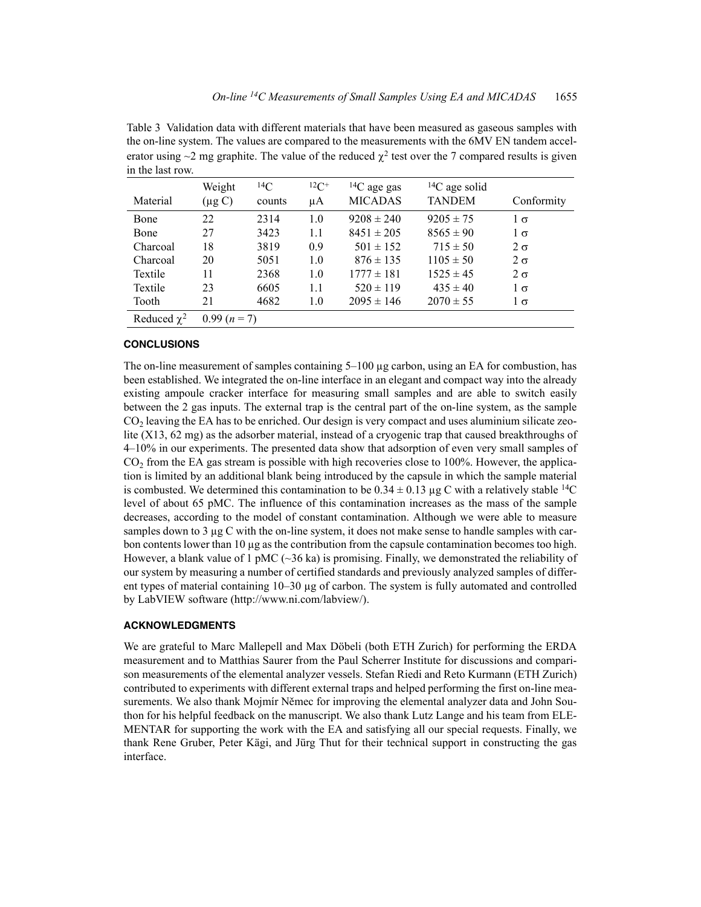Table 3 Validation data with different materials that have been measured as gaseous samples with the on-line system. The values are compared to the measurements with the 6MV EN tandem accelerator using ~2 mg graphite. The value of the reduced $\chi^2$ test over the 7 compared results is given in the last row.

| Material | Weight (μg C) | $^{14}C$ counts | $^{12}C^+$ μA | $^{14}C$ age gas MICADAS | $^{14}C$ age solid TANDEM | Conformity |
|---|---|---|---|---|---|---|
| Bone | 22 | 2314 | 1.0 | 9208 ± 240 | 9205 ± 75 | 1 σ |
| Bone | 27 | 3423 | 1.1 | 8451 ± 205 | 8565 ± 90 | 1 σ |
| Charcoal | 18 | 3819 | 0.9 | 501 ± 152 | 715 ± 50 | 2 σ |
| Charcoal | 20 | 5051 | 1.0 | 876 ± 135 | 1105 ± 50 | 2 σ |
| Textile | 11 | 2368 | 1.0 | 1777 ± 181 | 1525 ± 45 | 2 σ |
| Textile | 23 | 6605 | 1.1 | 520 ± 119 | 435 ± 40 | 1 σ |
| Tooth | 21 | 4682 | 1.0 | 2095 ± 146 | 2070 ± 55 | 1 σ |
| Reduced $\chi^2$ | 0.99 ($n$ = 7) | | | | | |

## CONCLUSIONS

The on-line measurement of samples containing 5–100 μg carbon, using an EA for combustion, has been established. We integrated the on-line interface in an elegant and compact way into the already existing ampoule cracker interface for measuring small samples and are able to switch easily between the 2 gas inputs. The external trap is the central part of the on-line system, as the sample $CO_2$ leaving the EA has to be enriched. Our design is very compact and uses aluminium silicate zeolite (X13, 62 mg) as the adsorber material, instead of a cryogenic trap that caused breakthroughs of 4–10% in our experiments. The presented data show that adsorption of even very small samples of $CO_2$ from the EA gas stream is possible with high recoveries close to 100%. However, the application is limited by an additional blank being introduced by the capsule in which the sample material is combusted. We determined this contamination to be 0.34 ± 0.13 μg C with a relatively stable $^{14}C$ level of about 65 pMC. The influence of this contamination increases as the mass of the sample decreases, according to the model of constant contamination. Although we were able to measure samples down to 3 μg C with the on-line system, it does not make sense to handle samples with carbon contents lower than 10 μg as the contribution from the capsule contamination becomes too high. However, a blank value of 1 pMC (~36 ka) is promising. Finally, we demonstrated the reliability of our system by measuring a number of certified standards and previously analyzed samples of different types of material containing 10–30 μg of carbon. The system is fully automated and controlled by LabVIEW software (http://www.ni.com/labview/).

## ACKNOWLEDGMENTS

We are grateful to Marc Mallepell and Max Döbeli (both ETH Zurich) for performing the ERDA measurement and to Matthias Saurer from the Paul Scherrer Institute for discussions and comparison measurements of the elemental analyzer vessels. Stefan Riedi and Reto Kurmann (ETH Zurich) contributed to experiments with different external traps and helped performing the first on-line measurements. We also thank Mojmír Němec for improving the elemental analyzer data and John Southon for his helpful feedback on the manuscript. We also thank Lutz Lange and his team from ELEMENTAR for supporting the work with the EA and satisfying all our special requests. Finally, we thank Rene Gruber, Peter Kägi, and Jürg Thut for their technical support in constructing the gas interface.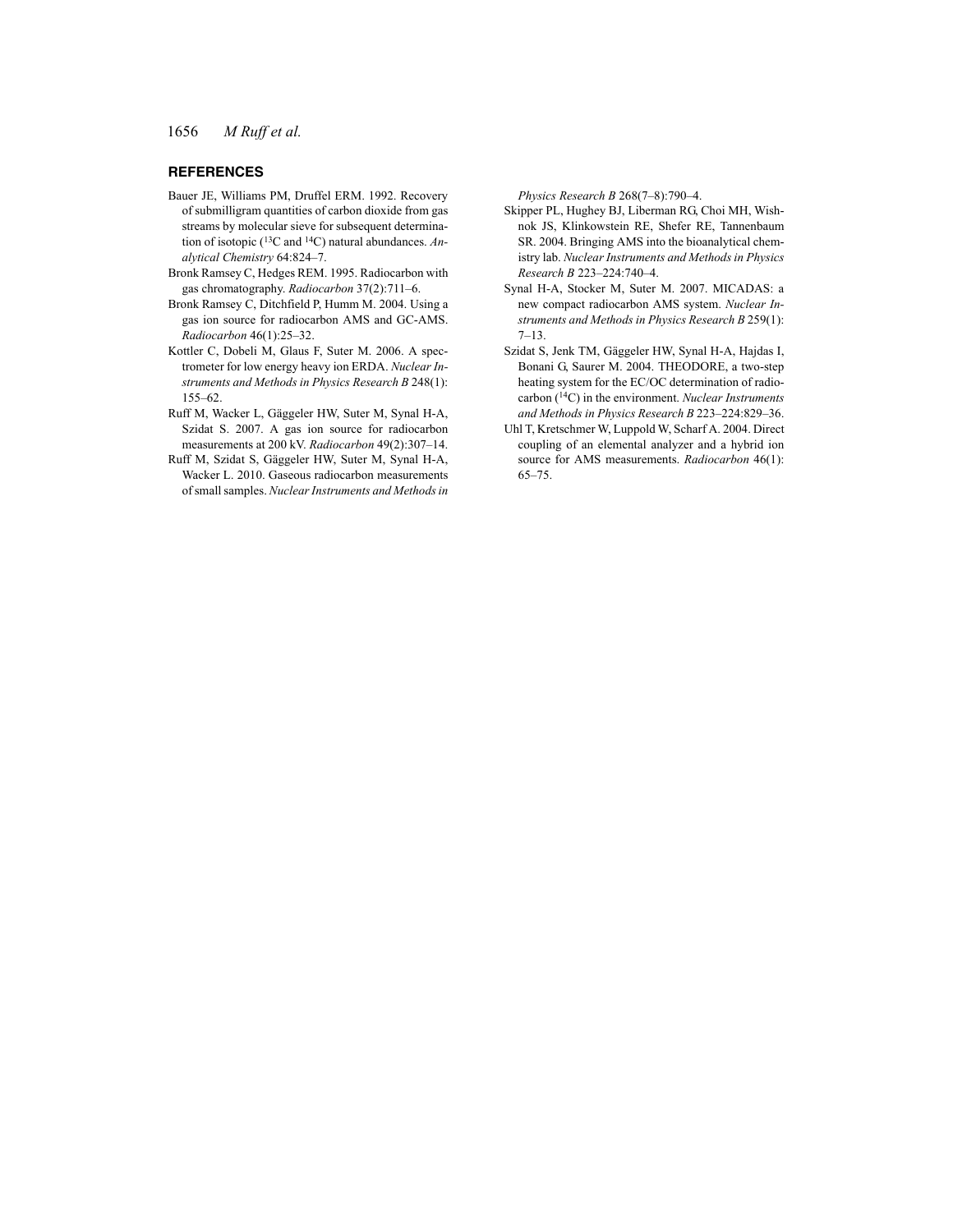## REFERENCES

Bauer JE, Williams PM, Druffel ERM. 1992. Recovery of submilligram quantities of carbon dioxide from gas streams by molecular sieve for subsequent determination of isotopic ($^{13}C$ and $^{14}C$) natural abundances. *Analytical Chemistry* 64:824–7.

Bronk Ramsey C, Hedges REM. 1995. Radiocarbon with gas chromatography. *Radiocarbon* 37(2):711–6.

Bronk Ramsey C, Ditchfield P, Humm M. 2004. Using a gas ion source for radiocarbon AMS and GC-AMS. *Radiocarbon* 46(1):25–32.

Kottler C, Dobeli M, Glaus F, Suter M. 2006. A spectrometer for low energy heavy ion ERDA. *Nuclear Instruments and Methods in Physics Research B* 248(1): 155–62.

Ruff M, Wacker L, Gäggeler HW, Suter M, Synal H-A, Szidat S. 2007. A gas ion source for radiocarbon measurements at 200 kV. *Radiocarbon* 49(2):307–14.

Ruff M, Szidat S, Gäggeler HW, Suter M, Synal H-A, Wacker L. 2010. Gaseous radiocarbon measurements of small samples. *Nuclear Instruments and Methods in Physics Research B* 268(7–8):790–4.

Skipper PL, Hughey BJ, Liberman RG, Choi MH, Wishnok JS, Klinkowstein RE, Shefer RE, Tannenbaum SR. 2004. Bringing AMS into the bioanalytical chemistry lab. *Nuclear Instruments and Methods in Physics Research B* 223–224:740–4.

Synal H-A, Stocker M, Suter M. 2007. MICADAS: a new compact radiocarbon AMS system. *Nuclear Instruments and Methods in Physics Research B* 259(1): 7–13.

Szidat S, Jenk TM, Gäggeler HW, Synal H-A, Hajdas I, Bonani G, Saurer M. 2004. THEODORE, a two-step heating system for the EC/OC determination of radiocarbon ($^{14}C$) in the environment. *Nuclear Instruments and Methods in Physics Research B* 223–224:829–36.

Uhl T, Kretschmer W, Luppold W, Scharf A. 2004. Direct coupling of an elemental analyzer and a hybrid ion source for AMS measurements. *Radiocarbon* 46(1): 65–75.